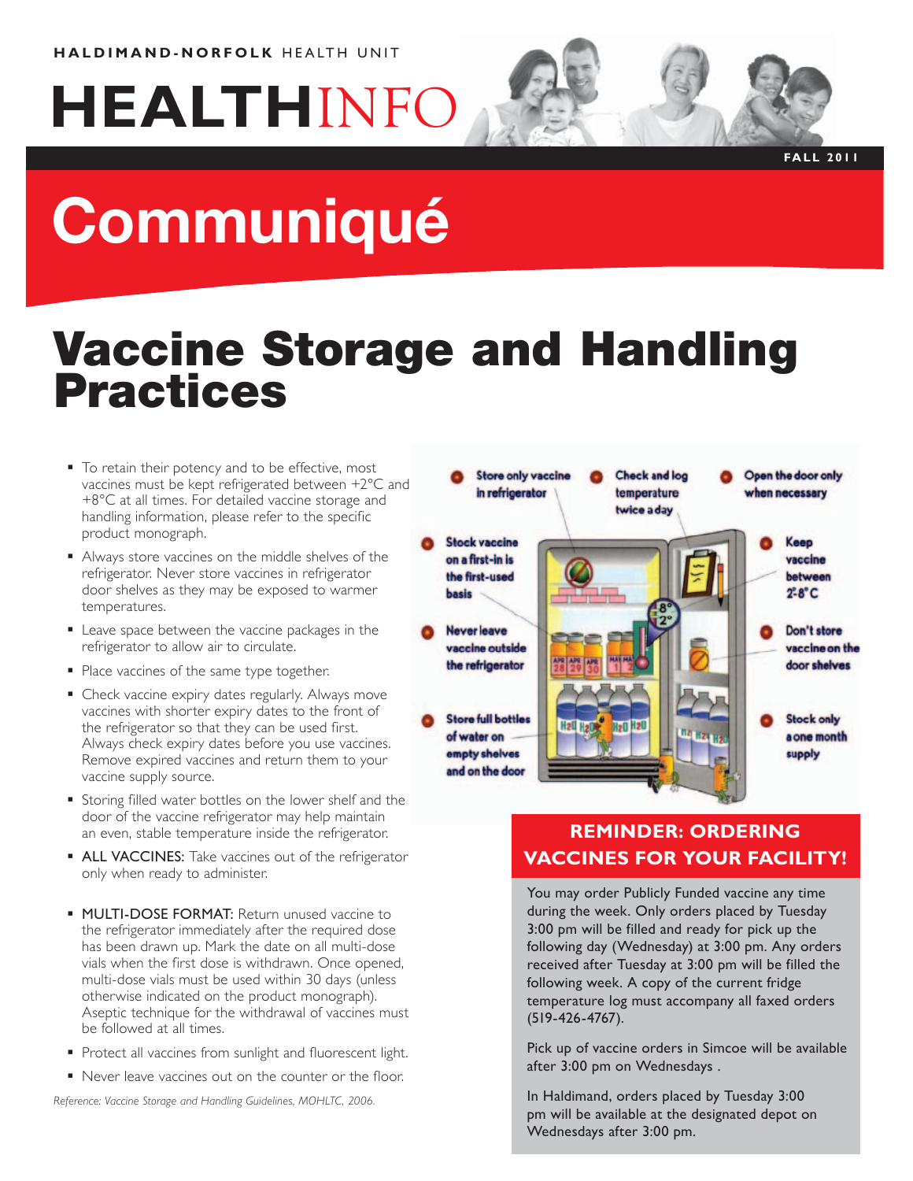**HALDIMAND-NORFOLK** HEALTH UNIT

# HEALTHINFO

FALL 2011

# Communiqué

## Vaccine Storage and Handling Practices

- To retain their potency and to be effective, most vaccines must be kept refrigerated between +2°C and +8°C at all times. For detailed vaccine storage and handling information, please refer to the specific product monograph.
- Always store vaccines on the middle shelves of the refrigerator. Never store vaccines in refrigerator door shelves as they may be exposed to warmer temperatures.
- Leave space between the vaccine packages in the refrigerator to allow air to circulate.
- Place vaccines of the same type together.
- Check vaccine expiry dates regularly. Always move vaccines with shorter expiry dates to the front of the refrigerator so that they can be used first. Always check expiry dates before you use vaccines. Remove expired vaccines and return them to your vaccine supply source.
- Storing filled water bottles on the lower shelf and the door of the vaccine refrigerator may help maintain an even, stable temperature inside the refrigerator.
- ALL VACCINES: Take vaccines out of the refrigerator only when ready to administer.
- MULTI-DOSE FORMAT: Return unused vaccine to the refrigerator immediately after the required dose has been drawn up. Mark the date on all multi-dose vials when the first dose is withdrawn. Once opened, multi-dose vials must be used within 30 days (unless otherwise indicated on the product monograph). Aseptic technique for the withdrawal of vaccines must be followed at all times.
- Protect all vaccines from sunlight and fluorescent light.
- Never leave vaccines out on the counter or the floor.

*Reference: Vaccine Storage and Handling Guidelines, MOHLTC, 2006.*

- Store only vaccine in refrigerator
- Check and log temperature twice a day
- Open the door only when necessary
- Stock vaccine on a first-in is the first-used basis
- Keep vaccine between 2-8°C
- Never leave vaccine outside the refrigerator
- Don't store vaccine on the door shelves
- Store full bottles of water on empty shelves and on the door
- Stock only a one month supply

### REMINDER: ORDERING VACCINES FOR YOUR FACILITY!

You may order Publicly Funded vaccine any time during the week. Only orders placed by Tuesday 3:00 pm will be filled and ready for pick up the following day (Wednesday) at 3:00 pm. Any orders received after Tuesday at 3:00 pm will be filled the following week. A copy of the current fridge temperature log must accompany all faxed orders (519-426-4767).

Pick up of vaccine orders in Simcoe will be available after 3:00 pm on Wednesdays .

In Haldimand, orders placed by Tuesday 3:00 pm will be available at the designated depot on Wednesdays after 3:00 pm.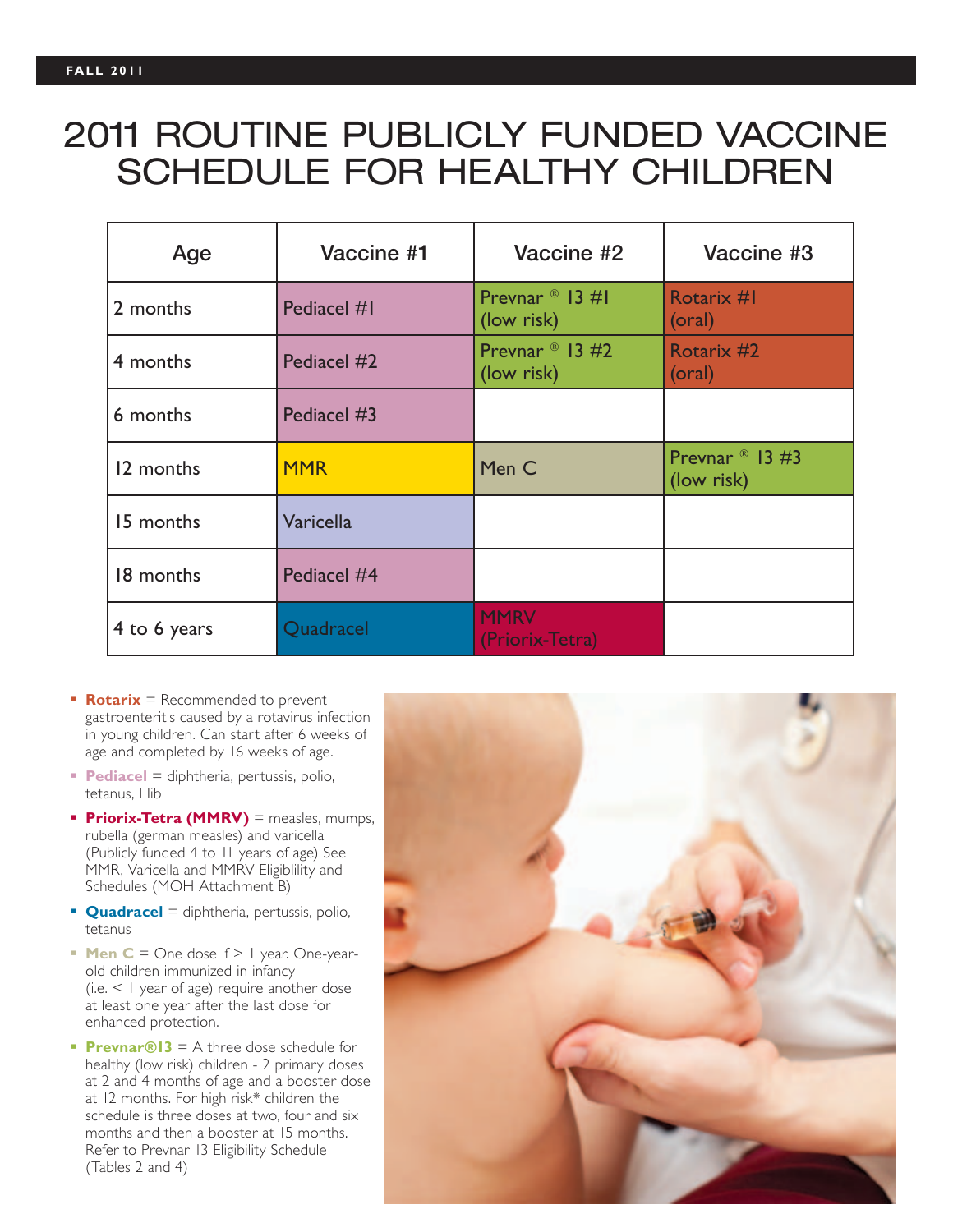# 2011 ROUTINE PUBLICLY FUNDED VACCINE SCHEDULE FOR HEALTHY CHILDREN

| Age | Vaccine #1 | Vaccine #2 | Vaccine #3 |
|---|---|---|---|
| 2 months | Pediacel #1 | Prevnar ® 13 #1 (low risk) | Rotarix #1 (oral) |
| 4 months | Pediacel #2 | Prevnar ® 13 #2 (low risk) | Rotarix #2 (oral) |
| 6 months | Pediacel #3 | | |
| 12 months | MMR | Men C | Prevnar ® 13 #3 (low risk) |
| 15 months | Varicella | | |
| 18 months | Pediacel #4 | | |
| 4 to 6 years | Quadracel | MMRV (Priorix-Tetra) | |

- **Rotarix** = Recommended to prevent gastroenteritis caused by a rotavirus infection in young children. Can start after 6 weeks of age and completed by 16 weeks of age.
- **Pediacel** = diphtheria, pertussis, polio, tetanus, Hib
- **Priorix-Tetra (MMRV)** = measles, mumps, rubella (german measles) and varicella (Publicly funded 4 to 11 years of age) See MMR, Varicella and MMRV Eligiblility and Schedules (MOH Attachment B)
- **Quadracel** = diphtheria, pertussis, polio, tetanus
- **Men C** = One dose if > 1 year. One-year-old children immunized in infancy (i.e. < 1 year of age) require another dose at least one year after the last dose for enhanced protection.
- **Prevnar®13** = A three dose schedule for healthy (low risk) children - 2 primary doses at 2 and 4 months of age and a booster dose at 12 months. For high risk* children the schedule is three doses at two, four and six months and then a booster at 15 months. Refer to Prevnar 13 Eligibility Schedule (Tables 2 and 4)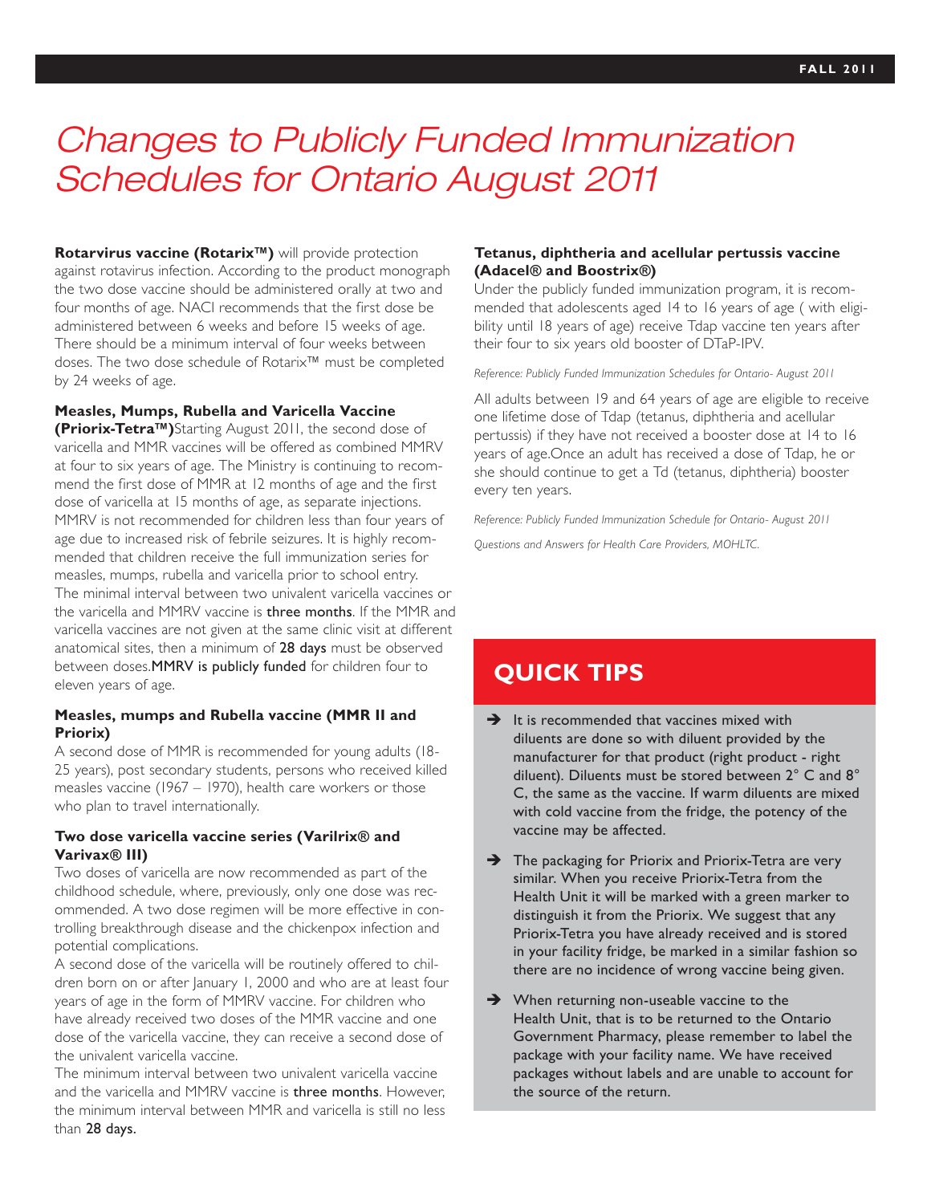# Changes to Publicly Funded Immunization Schedules for Ontario August 2011

**Rotarvirus vaccine (Rotarix™)** will provide protection against rotavirus infection. According to the product monograph the two dose vaccine should be administered orally at two and four months of age. NACI recommends that the first dose be administered between 6 weeks and before 15 weeks of age. There should be a minimum interval of four weeks between doses. The two dose schedule of Rotarix™ must be completed by 24 weeks of age.

**Measles, Mumps, Rubella and Varicella Vaccine (Priorix-Tetra™)**Starting August 2011, the second dose of varicella and MMR vaccines will be offered as combined MMRV at four to six years of age. The Ministry is continuing to recommend the first dose of MMR at 12 months of age and the first dose of varicella at 15 months of age, as separate injections. MMRV is not recommended for children less than four years of age due to increased risk of febrile seizures. It is highly recommended that children receive the full immunization series for measles, mumps, rubella and varicella prior to school entry. The minimal interval between two univalent varicella vaccines or the varicella and MMRV vaccine is three months. If the MMR and varicella vaccines are not given at the same clinic visit at different anatomical sites, then a minimum of 28 days must be observed between doses.MMRV is publicly funded for children four to eleven years of age.

### Measles, mumps and Rubella vaccine (MMR II and Priorix)

A second dose of MMR is recommended for young adults (18-25 years), post secondary students, persons who received killed measles vaccine (1967 – 1970), health care workers or those who plan to travel internationally.

### Two dose varicella vaccine series (Varilrix® and Varivax® III)

Two doses of varicella are now recommended as part of the childhood schedule, where, previously, only one dose was recommended. A two dose regimen will be more effective in controlling breakthrough disease and the chickenpox infection and potential complications.

A second dose of the varicella will be routinely offered to children born on or after January 1, 2000 and who are at least four years of age in the form of MMRV vaccine. For children who have already received two doses of the MMR vaccine and one dose of the varicella vaccine, they can receive a second dose of the univalent varicella vaccine.

The minimum interval between two univalent varicella vaccine and the varicella and MMRV vaccine is three months. However, the minimum interval between MMR and varicella is still no less than 28 days.

### Tetanus, diphtheria and acellular pertussis vaccine (Adacel® and Boostrix®)

Under the publicly funded immunization program, it is recommended that adolescents aged 14 to 16 years of age ( with eligibility until 18 years of age) receive Tdap vaccine ten years after their four to six years old booster of DTaP-IPV.

*Reference: Publicly Funded Immunization Schedules for Ontario- August 2011*

All adults between 19 and 64 years of age are eligible to receive one lifetime dose of Tdap (tetanus, diphtheria and acellular pertussis) if they have not received a booster dose at 14 to 16 years of age.Once an adult has received a dose of Tdap, he or she should continue to get a Td (tetanus, diphtheria) booster every ten years.

*Reference: Publicly Funded Immunization Schedule for Ontario- August 2011*

*Questions and Answers for Health Care Providers, MOHLTC.*

## QUICK TIPS

- It is recommended that vaccines mixed with diluents are done so with diluent provided by the manufacturer for that product (right product - right diluent). Diluents must be stored between 2° C and 8° C, the same as the vaccine. If warm diluents are mixed with cold vaccine from the fridge, the potency of the vaccine may be affected.
- The packaging for Priorix and Priorix-Tetra are very similar. When you receive Priorix-Tetra from the Health Unit it will be marked with a green marker to distinguish it from the Priorix. We suggest that any Priorix-Tetra you have already received and is stored in your facility fridge, be marked in a similar fashion so there are no incidence of wrong vaccine being given.
- When returning non-useable vaccine to the Health Unit, that is to be returned to the Ontario Government Pharmacy, please remember to label the package with your facility name. We have received packages without labels and are unable to account for the source of the return.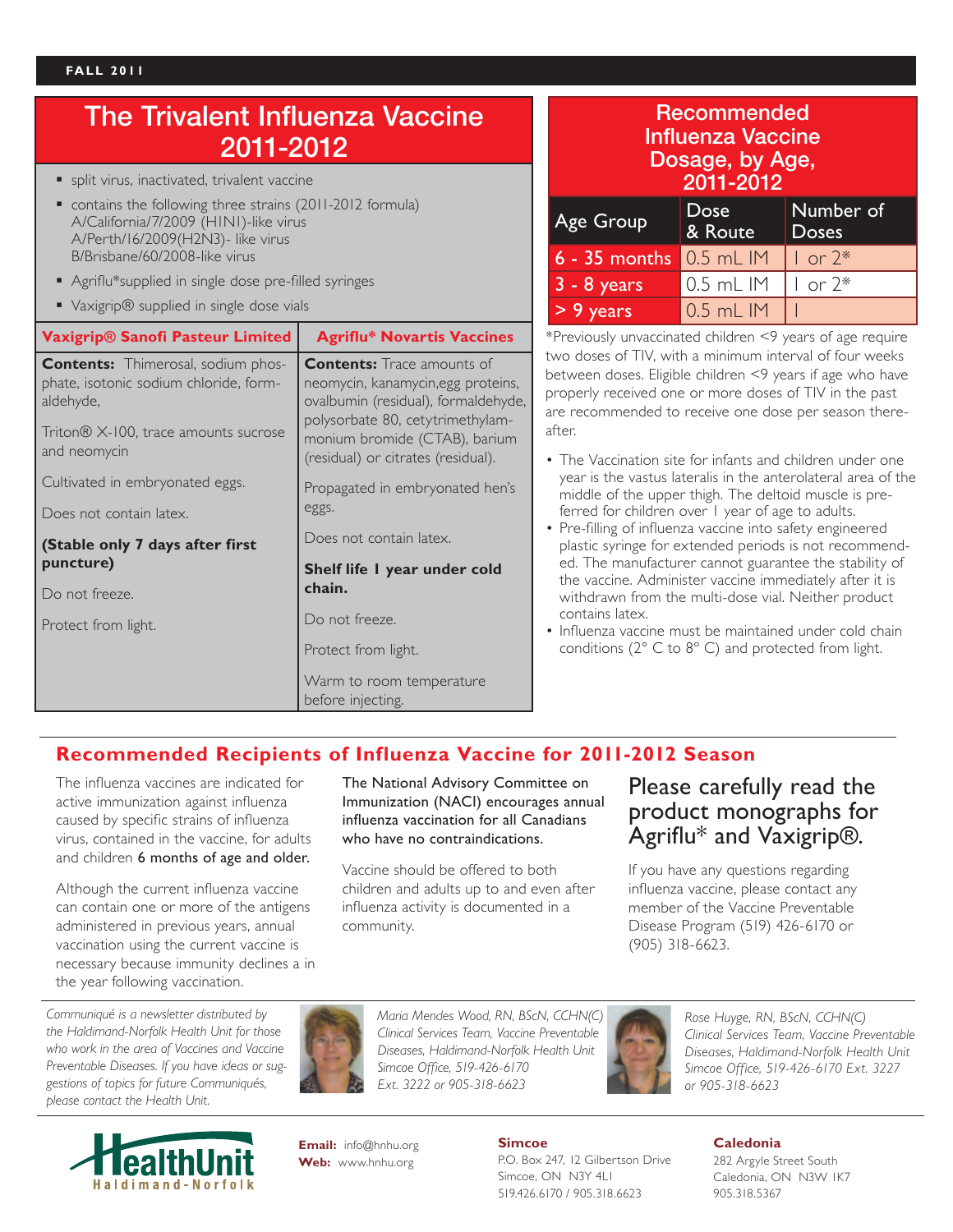# The Trivalent Influenza Vaccine 2011-2012

- split virus, inactivated, trivalent vaccine
- contains the following three strains (2011-2012 formula)
  A/California/7/2009 (H1N1)-like virus
  A/Perth/16/2009(H2N3)- like virus
  B/Brisbane/60/2008-like virus
- Agriflu*supplied in single dose pre-filled syringes
- Vaxigrip® supplied in single dose vials

| Vaxigrip® Sanofi Pasteur Limited | Agriflu* Novartis Vaccines |
|---|---|
| **Contents:** Thimerosal, sodium phosphate, isotonic sodium chloride, formaldehyde,<br><br>Triton® X-100, trace amounts sucrose and neomycin<br><br>Cultivated in embryonated eggs.<br><br>Does not contain latex.<br><br>**(Stable only 7 days after first puncture)**<br><br>Do not freeze.<br><br>Protect from light. | **Contents:** Trace amounts of neomycin, kanamycin,egg proteins, ovalbumin (residual), formaldehyde, polysorbate 80, cetytrimethylammonium bromide (CTAB), barium (residual) or citrates (residual).<br><br>Propagated in embryonated hen's eggs.<br><br>Does not contain latex.<br><br>**Shelf life 1 year under cold chain.**<br><br>Do not freeze.<br><br>Protect from light.<br><br>Warm to room temperature before injecting. |

## Recommended Influenza Vaccine Dosage, by Age, 2011-2012

| Age Group | Dose & Route | Number of Doses |
|---|---|---|
| 6 - 35 months | 0.5 mL IM | 1 or 2* |
| 3 - 8 years | 0.5 mL IM | 1 or 2* |
| > 9 years | 0.5 mL IM | 1 |

*Previously unvaccinated children <9 years of age require two doses of TIV, with a minimum interval of four weeks between doses. Eligible children <9 years if age who have properly received one or more doses of TIV in the past are recommended to receive one dose per season thereafter.

- The Vaccination site for infants and children under one year is the vastus lateralis in the anterolateral area of the middle of the upper thigh. The deltoid muscle is preferred for children over 1 year of age to adults.
- Pre-filling of influenza vaccine into safety engineered plastic syringe for extended periods is not recommended. The manufacturer cannot guarantee the stability of the vaccine. Administer vaccine immediately after it is withdrawn from the multi-dose vial. Neither product contains latex.
- Influenza vaccine must be maintained under cold chain conditions (2° C to 8° C) and protected from light.

## Recommended Recipients of Influenza Vaccine for 2011-2012 Season

The influenza vaccines are indicated for active immunization against influenza caused by specific strains of influenza virus, contained in the vaccine, for adults and children **6 months of age and older.**

Although the current influenza vaccine can contain one or more of the antigens administered in previous years, annual vaccination using the current vaccine is necessary because immunity declines a in the year following vaccination.

The National Advisory Committee on Immunization (NACI) encourages annual influenza vaccination for all Canadians who have no contraindications.

Vaccine should be offered to both children and adults up to and even after influenza activity is documented in a community.

### Please carefully read the product monographs for Agriflu* and Vaxigrip®.

If you have any questions regarding influenza vaccine, please contact any member of the Vaccine Preventable Disease Program (519) 426-6170 or (905) 318-6623.

*Communiqué is a newsletter distributed by the Haldimand-Norfolk Health Unit for those who work in the area of Vaccines and Vaccine Preventable Diseases. If you have ideas or suggestions of topics for future Communiqués, please contact the Health Unit.*

*Maria Mendes Wood, RN, BScN, CCHN(C)*
*Clinical Services Team, Vaccine Preventable Diseases, Haldimand-Norfolk Health Unit*
*Simcoe Office, 519-426-6170*
*Ext. 3222 or 905-318-6623*

*Rose Huyge, RN, BScN, CCHN(C)*
*Clinical Services Team, Vaccine Preventable Diseases, Haldimand-Norfolk Health Unit*
*Simcoe Office, 519-426-6170 Ext. 3227*
*or 905-318-6623*

HealthUnit Haldimand-Norfolk

**Email:** info@hnhu.org
**Web:** www.hnhu.org

**Simcoe**
P.O. Box 247, 12 Gilbertson Drive
Simcoe, ON N3Y 4L1
519.426.6170 / 905.318.6623

**Caledonia**
282 Argyle Street South
Caledonia, ON N3W 1K7
905.318.5367